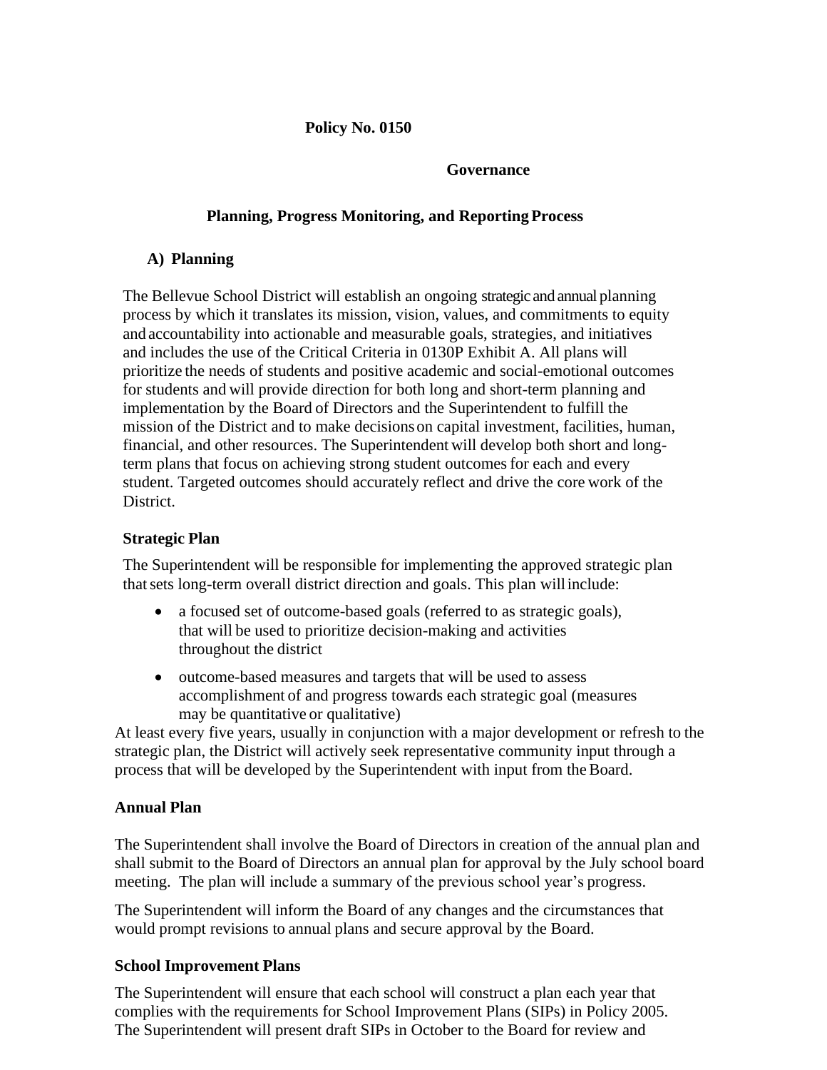**Policy No. 0150**

**Governance**

# Planning, Progress Monitoring, and Reporting Process

## A) Planning

The Bellevue School District will establish an ongoing strategic and annual planning process by which it translates its mission, vision, values, and commitments to equity and accountability into actionable and measurable goals, strategies, and initiatives and includes the use of the Critical Criteria in 0130P Exhibit A. All plans will prioritize the needs of students and positive academic and social-emotional outcomes for students and will provide direction for both long and short-term planning and implementation by the Board of Directors and the Superintendent to fulfill the mission of the District and to make decisions on capital investment, facilities, human, financial, and other resources. The Superintendent will develop both short and long-term plans that focus on achieving strong student outcomes for each and every student. Targeted outcomes should accurately reflect and drive the core work of the District.

### Strategic Plan

The Superintendent will be responsible for implementing the approved strategic plan that sets long-term overall district direction and goals. This plan will include:

- a focused set of outcome-based goals (referred to as strategic goals), that will be used to prioritize decision-making and activities throughout the district
- outcome-based measures and targets that will be used to assess accomplishment of and progress towards each strategic goal (measures may be quantitative or qualitative)

At least every five years, usually in conjunction with a major development or refresh to the strategic plan, the District will actively seek representative community input through a process that will be developed by the Superintendent with input from the Board.

### Annual Plan

The Superintendent shall involve the Board of Directors in creation of the annual plan and shall submit to the Board of Directors an annual plan for approval by the July school board meeting. The plan will include a summary of the previous school year's progress.

The Superintendent will inform the Board of any changes and the circumstances that would prompt revisions to annual plans and secure approval by the Board.

### School Improvement Plans

The Superintendent will ensure that each school will construct a plan each year that complies with the requirements for School Improvement Plans (SIPs) in Policy 2005. The Superintendent will present draft SIPs in October to the Board for review and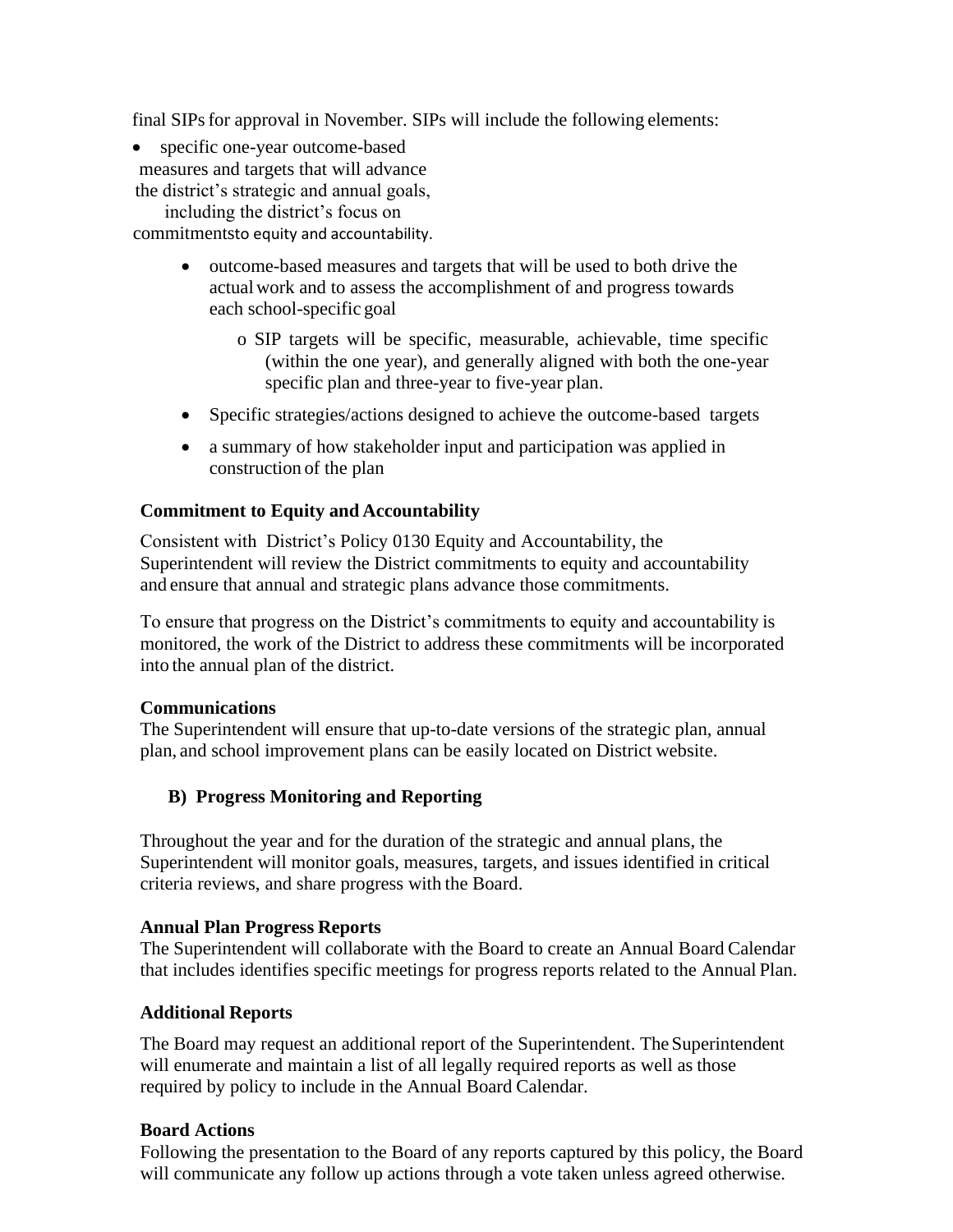final SIPs for approval in November. SIPs will include the following elements:

- specific one-year outcome-based measures and targets that will advance the district's strategic and annual goals, including the district's focus on commitmentsto equity and accountability.
- outcome-based measures and targets that will be used to both drive the actual work and to assess the accomplishment of and progress towards each school-specific goal
  - SIP targets will be specific, measurable, achievable, time specific (within the one year), and generally aligned with both the one-year specific plan and three-year to five-year plan.
- Specific strategies/actions designed to achieve the outcome-based targets
- a summary of how stakeholder input and participation was applied in construction of the plan

**Commitment to Equity and Accountability**

Consistent with District's Policy 0130 Equity and Accountability, the Superintendent will review the District commitments to equity and accountability and ensure that annual and strategic plans advance those commitments.

To ensure that progress on the District's commitments to equity and accountability is monitored, the work of the District to address these commitments will be incorporated into the annual plan of the district.

**Communications**

The Superintendent will ensure that up-to-date versions of the strategic plan, annual plan, and school improvement plans can be easily located on District website.

### B) Progress Monitoring and Reporting

Throughout the year and for the duration of the strategic and annual plans, the Superintendent will monitor goals, measures, targets, and issues identified in critical criteria reviews, and share progress with the Board.

**Annual Plan Progress Reports**

The Superintendent will collaborate with the Board to create an Annual Board Calendar that includes identifies specific meetings for progress reports related to the Annual Plan.

**Additional Reports**

The Board may request an additional report of the Superintendent. The Superintendent will enumerate and maintain a list of all legally required reports as well as those required by policy to include in the Annual Board Calendar.

**Board Actions**

Following the presentation to the Board of any reports captured by this policy, the Board will communicate any follow up actions through a vote taken unless agreed otherwise.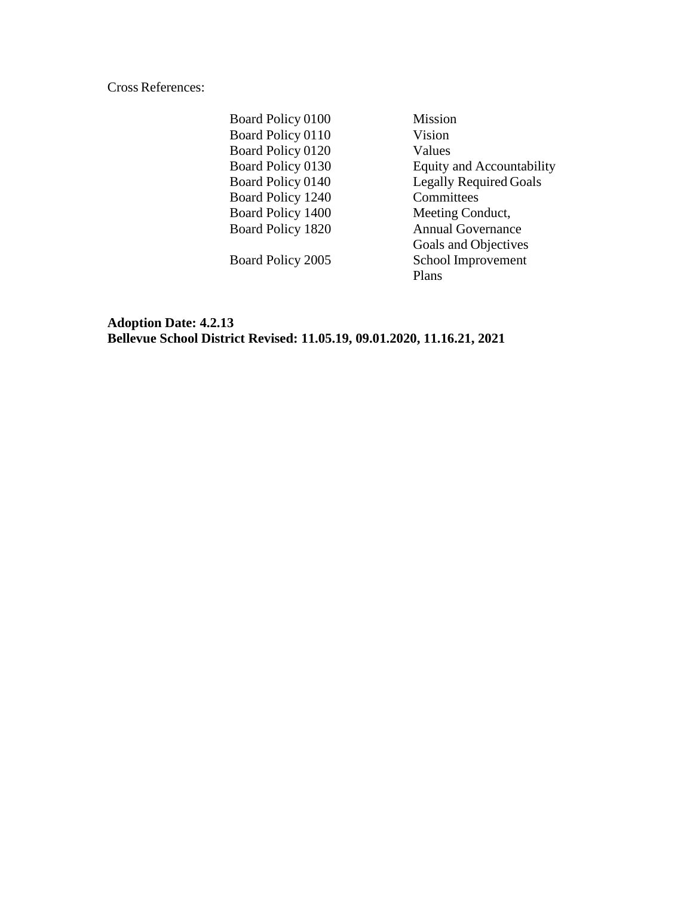Cross References:

| | |
|---|---|
| Board Policy 0100 | Mission |
| Board Policy 0110 | Vision |
| Board Policy 0120 | Values |
| Board Policy 0130 | Equity and Accountability |
| Board Policy 0140 | Legally Required Goals |
| Board Policy 1240 | Committees |
| Board Policy 1400 | Meeting Conduct, |
| Board Policy 1820 | Annual Governance Goals and Objectives |
| Board Policy 2005 | School Improvement Plans |

**Adoption Date: 4.2.13**
**Bellevue School District Revised: 11.05.19, 09.01.2020, 11.16.21, 2021**